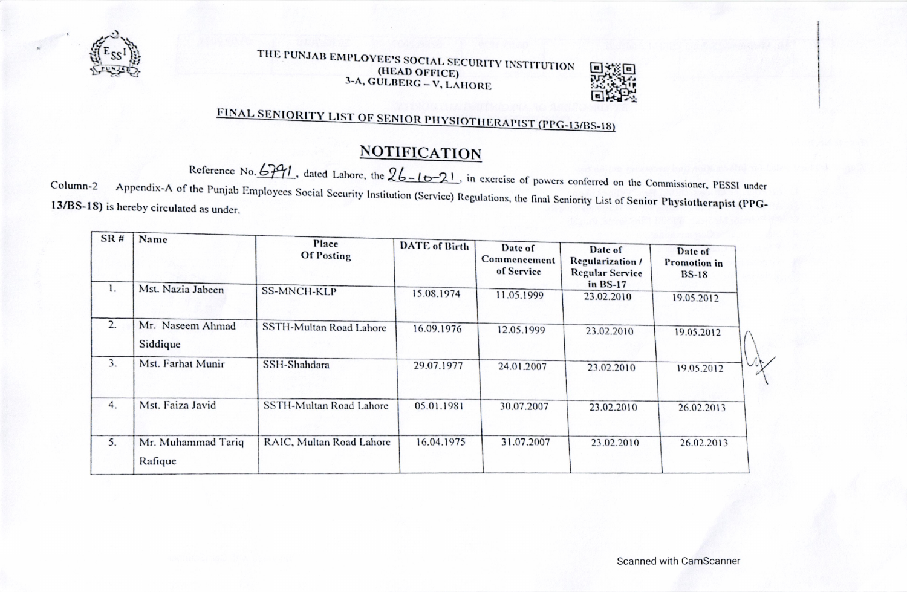THE PUNJAB EMPLOYEE'S SOCIAL SECURITY INSTITUTION
(HEAD OFFICE)
3-A, GULBERG – V, LAHORE

## FINAL SENIORITY LIST OF SENIOR PHYSIOTHERAPIST (PPG-13/BS-18)

## NOTIFICATION

Reference No. 6791, dated Lahore, the 26-10-21, in exercise of powers conferred on the Commissioner, PESSI under Column-2 Appendix-A of the Punjab Employees Social Security Institution (Service) Regulations, the final Seniority List of **Senior Physiotherapist (PPG-13/BS-18)** is hereby circulated as under.

| SR # | Name | Place Of Posting | DATE of Birth | Date of Commencement of Service | Date of Regularization / Regular Service in BS-17 | Date of Promotion in BS-18 |
|---|---|---|---|---|---|---|
| 1. | Mst. Nazia Jabeen | SS-MNCH-KLP | 15.08.1974 | 11.05.1999 | 23.02.2010 | 19.05.2012 |
| 2. | Mr. Naseem Ahmad Siddique | SSTH-Multan Road Lahore | 16.09.1976 | 12.05.1999 | 23.02.2010 | 19.05.2012 |
| 3. | Mst. Farhat Munir | SSH-Shahdara | 29.07.1977 | 24.01.2007 | 23.02.2010 | 19.05.2012 |
| 4. | Mst. Faiza Javid | SSTH-Multan Road Lahore | 05.01.1981 | 30.07.2007 | 23.02.2010 | 26.02.2013 |
| 5. | Mr. Muhammad Tariq Rafique | RAIC, Multan Road Lahore | 16.04.1975 | 31.07.2007 | 23.02.2010 | 26.02.2013 |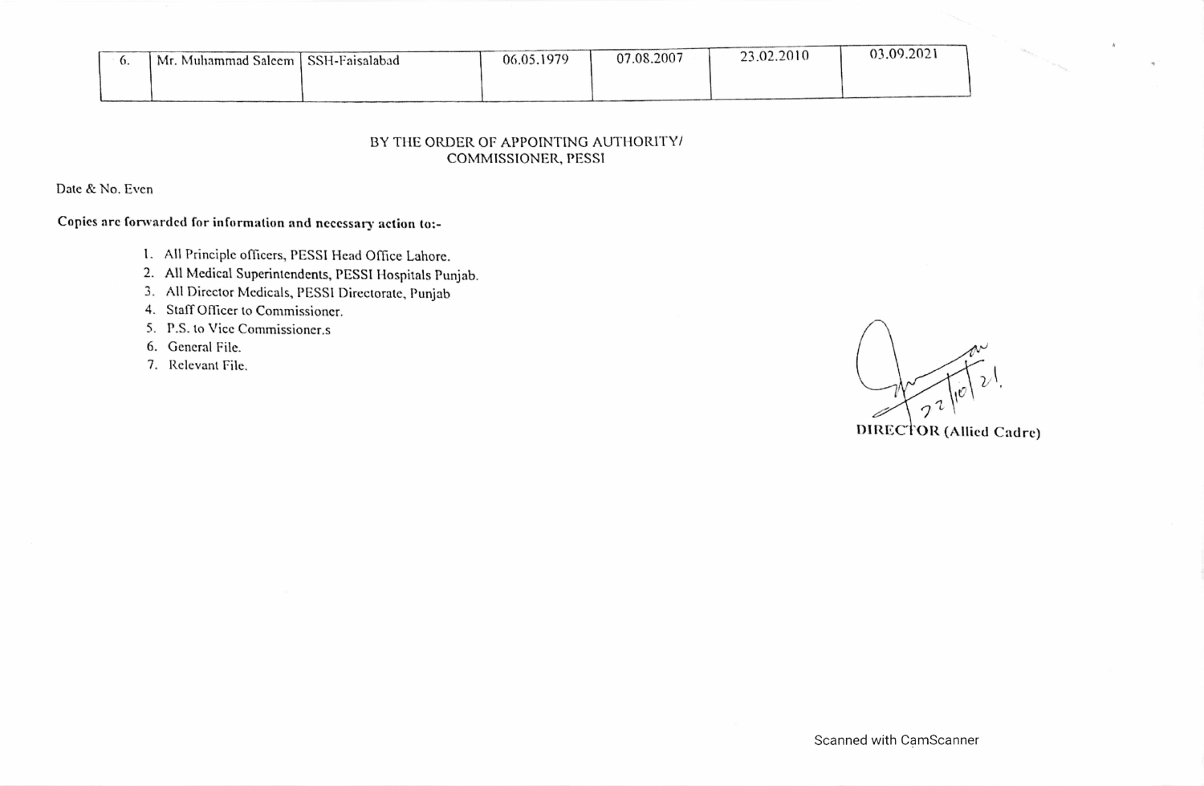| | | | | | | |
|---|---|---|---|---|---|---|
| 6. | Mr. Muhammad Saleem | SSH-Faisalabad | 06.05.1979 | 07.08.2007 | 23.02.2010 | 03.09.2021 |

BY THE ORDER OF APPOINTING AUTHORITY/
COMMISSIONER, PESSI

Date & No. Even

**Copies are forwarded for information and necessary action to:-**

1. All Principle officers, PESSI Head Office Lahore.
2. All Medical Superintendents, PESSI Hospitals Punjab.
3. All Director Medicals, PESSI Directorate, Punjab
4. Staff Officer to Commissioner.
5. P.S. to Vice Commissioner.s
6. General File.
7. Relevant File.

22/10/21.

**DIRECTOR (Allied Cadre)**

Scanned with CamScanner